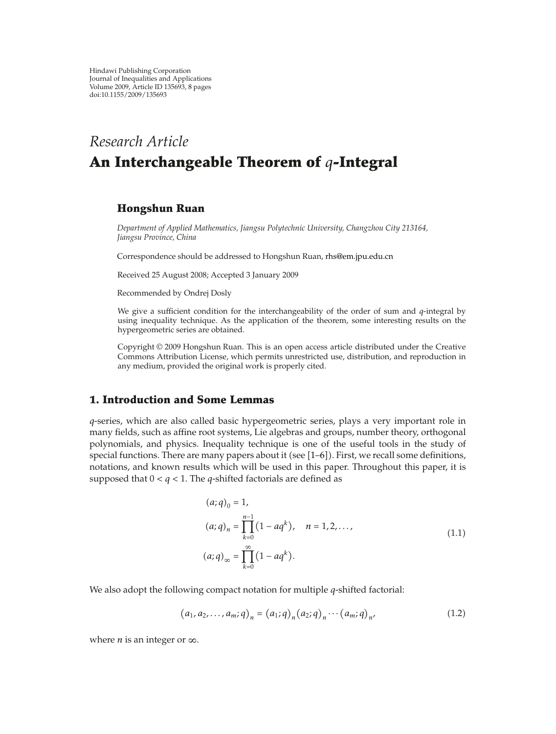Hindawi Publishing Corporation
Journal of Inequalities and Applications
Volume 2009, Article ID 135693, 8 pages
doi:10.1155/2009/135693

*Research Article*

# An Interchangeable Theorem of $q$-Integral

**Hongshun Ruan**

*Department of Applied Mathematics, Jiangsu Polytechnic University, Changzhou City 213164, Jiangsu Province, China*

Correspondence should be addressed to Hongshun Ruan, rhs@em.jpu.edu.cn

Received 25 August 2008; Accepted 3 January 2009

Recommended by Ondrej Dosly

We give a sufficient condition for the interchangeability of the order of sum and $q$-integral by using inequality technique. As the application of the theorem, some interesting results on the hypergeometric series are obtained.

Copyright © 2009 Hongshun Ruan. This is an open access article distributed under the Creative Commons Attribution License, which permits unrestricted use, distribution, and reproduction in any medium, provided the original work is properly cited.

## 1. Introduction and Some Lemmas

$q$-series, which are also called basic hypergeometric series, plays a very important role in many fields, such as affine root systems, Lie algebras and groups, number theory, orthogonal polynomials, and physics. Inequality technique is one of the useful tools in the study of special functions. There are many papers about it (see [1–6]). First, we recall some definitions, notations, and known results which will be used in this paper. Throughout this paper, it is supposed that $0 < q < 1$. The $q$-shifted factorials are defined as

$$
\begin{aligned}
(a;q)_0 &= 1, \\
(a;q)_n &= \prod_{k=0}^{n-1}\left(1 - aq^k\right), \quad n = 1,2,\ldots, \\
(a;q)_\infty &= \prod_{k=0}^{\infty}\left(1 - aq^k\right).
\end{aligned}
\tag{1.1}
$$

We also adopt the following compact notation for multiple $q$-shifted factorial:

$$
\left(a_1, a_2, \ldots, a_m; q\right)_n = \left(a_1; q\right)_n \left(a_2; q\right)_n \cdots \left(a_m; q\right)_n,
\tag{1.2}
$$

where $n$ is an integer or $\infty$.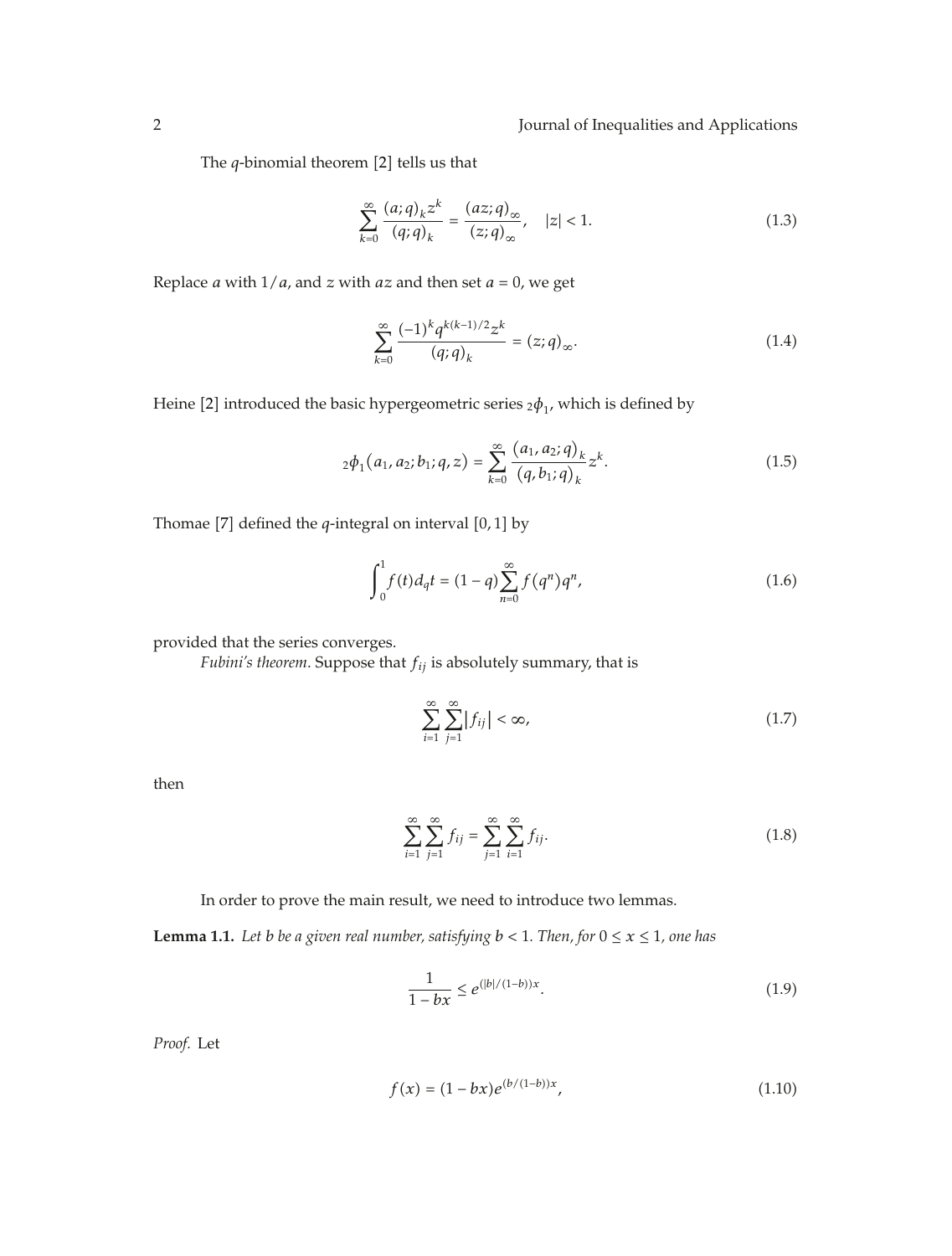The $q$-binomial theorem [2] tells us that

$$\sum_{k=0}^{\infty} \frac{(a;q)_k z^k}{(q;q)_k} = \frac{(az;q)_\infty}{(z;q)_\infty}, \quad |z| < 1. \tag{1.3}$$

Replace $a$ with $1/a$, and $z$ with $az$ and then set $a = 0$, we get

$$\sum_{k=0}^{\infty} \frac{(-1)^k q^{k(k-1)/2} z^k}{(q;q)_k} = (z;q)_\infty. \tag{1.4}$$

Heine [2] introduced the basic hypergeometric series ${}_2\phi_1$, which is defined by

$${}_2\phi_1(a_1, a_2; b_1; q, z) = \sum_{k=0}^{\infty} \frac{(a_1, a_2; q)_k}{(q, b_1; q)_k} z^k. \tag{1.5}$$

Thomae [7] defined the $q$-integral on interval $[0, 1]$ by

$$\int_0^1 f(t) d_q t = (1-q) \sum_{n=0}^{\infty} f(q^n) q^n, \tag{1.6}$$

provided that the series converges.

*Fubini's theorem*. Suppose that $f_{ij}$ is absolutely summary, that is

$$\sum_{i=1}^{\infty} \sum_{j=1}^{\infty} |f_{ij}| < \infty, \tag{1.7}$$

then

$$\sum_{i=1}^{\infty} \sum_{j=1}^{\infty} f_{ij} = \sum_{j=1}^{\infty} \sum_{i=1}^{\infty} f_{ij}. \tag{1.8}$$

In order to prove the main result, we need to introduce two lemmas.

**Lemma 1.1.** *Let $b$ be a given real number, satisfying $b < 1$. Then, for $0 \le x \le 1$, one has*

$$\frac{1}{1-bx} \le e^{(|b|/(1-b))x}. \tag{1.9}$$

*Proof.* Let

$$f(x) = (1-bx) e^{(b/(1-b))x}, \tag{1.10}$$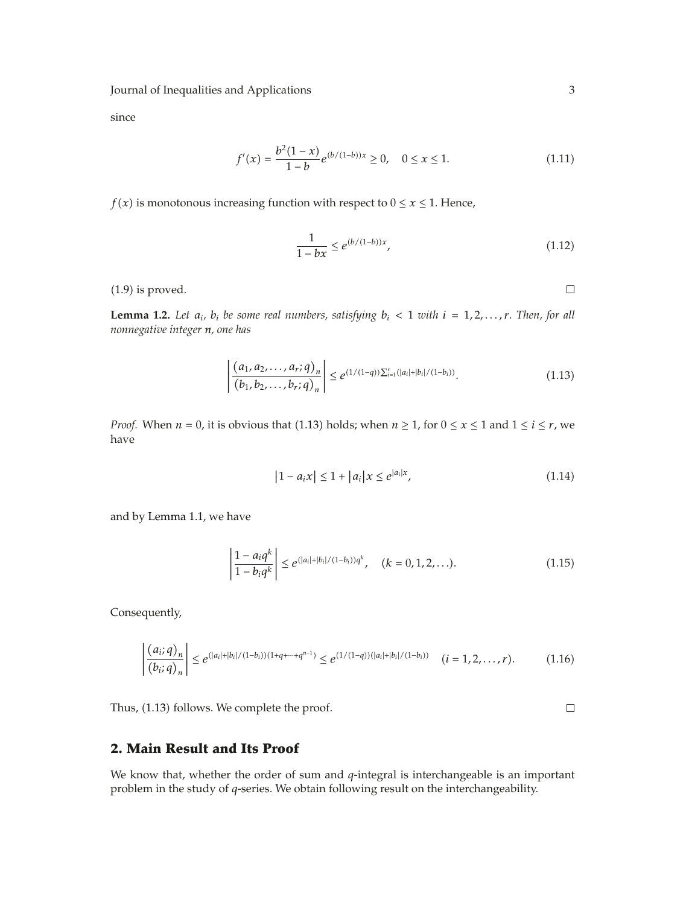since

$$f'(x) = \frac{b^2(1-x)}{1-b} e^{(b/(1-b))x} \geq 0, \quad 0 \leq x \leq 1. \tag{1.11}$$

$f(x)$ is monotonous increasing function with respect to $0 \leq x \leq 1$. Hence,

$$\frac{1}{1-bx} \leq e^{(b/(1-b))x}, \tag{1.12}$$

(1.9) is proved. □

**Lemma 1.2.** *Let $a_i$, $b_i$ be some real numbers, satisfying $b_i < 1$ with $i = 1, 2, \ldots, r$. Then, for all nonnegative integer $n$, one has*

$$\left| \frac{(a_1, a_2, \ldots, a_r; q)_n}{(b_1, b_2, \ldots, b_r; q)_n} \right| \leq e^{(1/(1-q)) \sum_{i=1}^{r} (|a_i| + |b_i|/(1-b_i))}. \tag{1.13}$$

*Proof.* When $n = 0$, it is obvious that (1.13) holds; when $n \geq 1$, for $0 \leq x \leq 1$ and $1 \leq i \leq r$, we have

$$|1 - a_i x| \leq 1 + |a_i| x \leq e^{|a_i| x}, \tag{1.14}$$

and by Lemma 1.1, we have

$$\left| \frac{1 - a_i q^k}{1 - b_i q^k} \right| \leq e^{(|a_i| + |b_i|/(1-b_i)) q^k}, \quad (k = 0, 1, 2, \ldots). \tag{1.15}$$

Consequently,

$$\left| \frac{(a_i; q)_n}{(b_i; q)_n} \right| \leq e^{(|a_i| + |b_i|/(1-b_i))(1 + q + \cdots + q^{n-1})} \leq e^{(1/(1-q))(|a_i| + |b_i|/(1-b_i))} \quad (i = 1, 2, \ldots, r). \tag{1.16}$$

Thus, (1.13) follows. We complete the proof. □

## 2. Main Result and Its Proof

We know that, whether the order of sum and $q$-integral is interchangeable is an important problem in the study of $q$-series. We obtain following result on the interchangeability.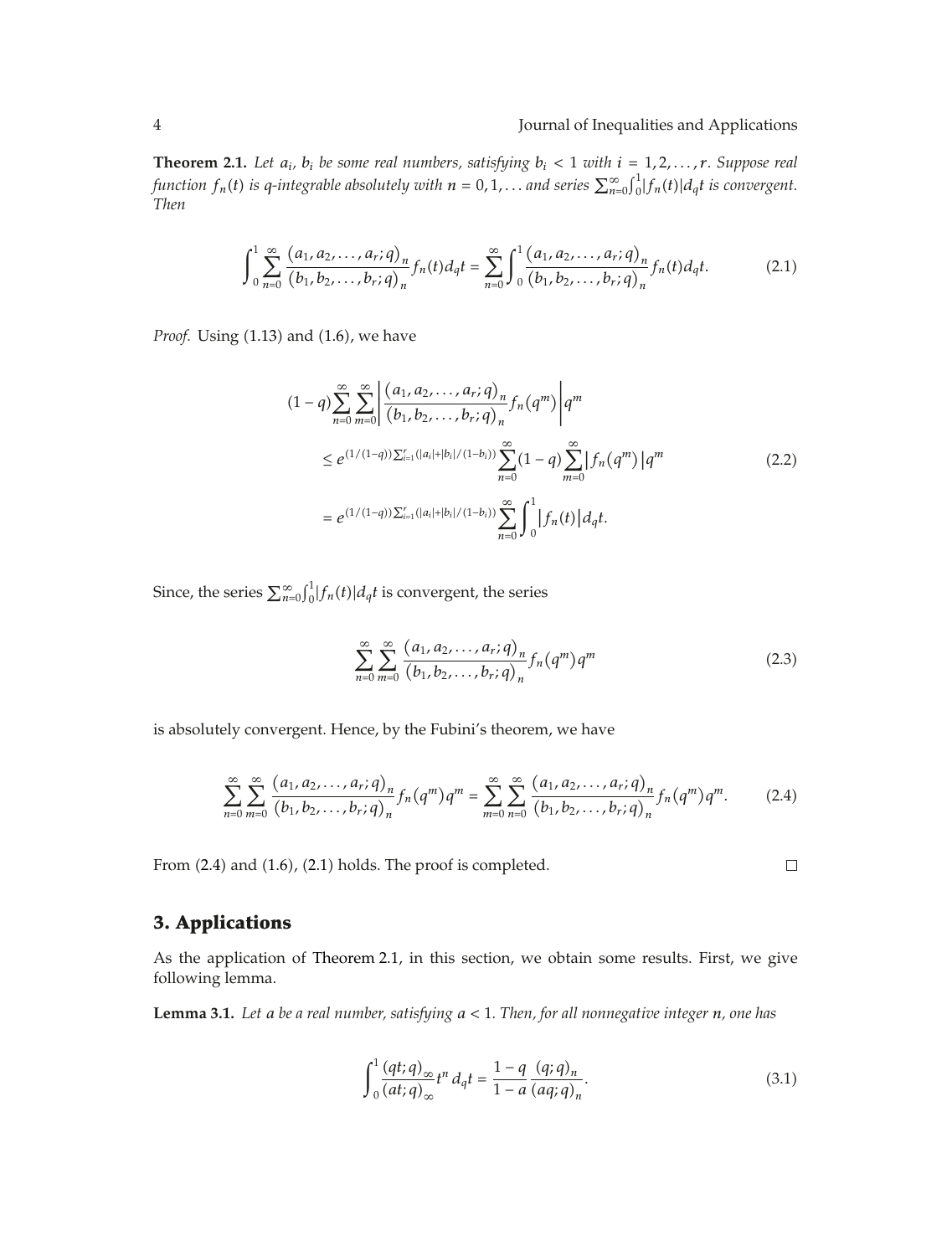**Theorem 2.1.** *Let $a_i$, $b_i$ be some real numbers, satisfying $b_i < 1$ with $i = 1, 2, \ldots, r$. Suppose real function $f_n(t)$ is $q$-integrable absolutely with $n = 0, 1, \ldots$ and series $\sum_{n=0}^{\infty} \int_0^1 |f_n(t)| d_q t$ is convergent. Then*

$$\int_0^1 \sum_{n=0}^{\infty} \frac{(a_1, a_2, \ldots, a_r; q)_n}{(b_1, b_2, \ldots, b_r; q)_n} f_n(t) d_q t = \sum_{n=0}^{\infty} \int_0^1 \frac{(a_1, a_2, \ldots, a_r; q)_n}{(b_1, b_2, \ldots, b_r; q)_n} f_n(t) d_q t. \tag{2.1}$$

*Proof.* Using (1.13) and (1.6), we have

$$\begin{aligned}
(1-q) \sum_{n=0}^{\infty} \sum_{m=0}^{\infty} & \left| \frac{(a_1, a_2, \ldots, a_r; q)_n}{(b_1, b_2, \ldots, b_r; q)_n} f_n(q^m) \right| q^m \\
& \leq e^{(1/(1-q)) \sum_{i=1}^{r} (|a_i| + |b_i|/(1-b_i))} \sum_{n=0}^{\infty} (1-q) \sum_{m=0}^{\infty} |f_n(q^m)| q^m \\
& = e^{(1/(1-q)) \sum_{i=1}^{r} (|a_i| + |b_i|/(1-b_i))} \sum_{n=0}^{\infty} \int_0^1 |f_n(t)| d_q t.
\end{aligned} \tag{2.2}$$

Since, the series $\sum_{n=0}^{\infty} \int_0^1 |f_n(t)| d_q t$ is convergent, the series

$$\sum_{n=0}^{\infty} \sum_{m=0}^{\infty} \frac{(a_1, a_2, \ldots, a_r; q)_n}{(b_1, b_2, \ldots, b_r; q)_n} f_n(q^m) q^m \tag{2.3}$$

is absolutely convergent. Hence, by the Fubini's theorem, we have

$$\sum_{n=0}^{\infty} \sum_{m=0}^{\infty} \frac{(a_1, a_2, \ldots, a_r; q)_n}{(b_1, b_2, \ldots, b_r; q)_n} f_n(q^m) q^m = \sum_{m=0}^{\infty} \sum_{n=0}^{\infty} \frac{(a_1, a_2, \ldots, a_r; q)_n}{(b_1, b_2, \ldots, b_r; q)_n} f_n(q^m) q^m. \tag{2.4}$$

From (2.4) and (1.6), (2.1) holds. The proof is completed. □

## 3. Applications

As the application of Theorem 2.1, in this section, we obtain some results. First, we give following lemma.

**Lemma 3.1.** *Let $a$ be a real number, satisfying $a < 1$. Then, for all nonnegative integer $n$, one has*

$$\int_0^1 \frac{(qt; q)_\infty}{(at; q)_\infty} t^n \, d_q t = \frac{1-q}{1-a} \frac{(q; q)_n}{(aq; q)_n}. \tag{3.1}$$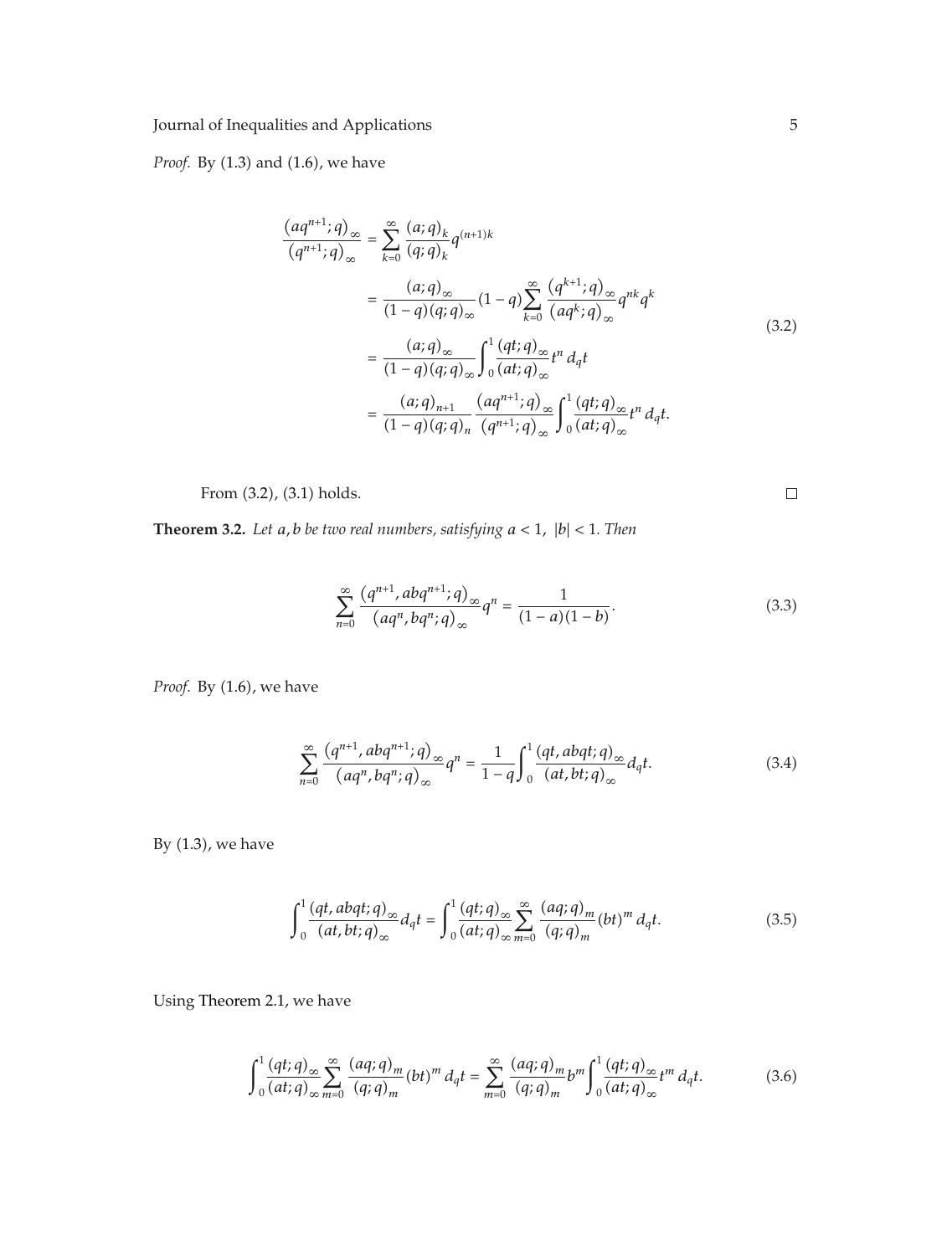*Proof.* By (1.3) and (1.6), we have

$$
\begin{aligned}
\frac{(aq^{n+1};q)_\infty}{(q^{n+1};q)_\infty} &= \sum_{k=0}^{\infty} \frac{(a;q)_k}{(q;q)_k} q^{(n+1)k} \\
&= \frac{(a;q)_\infty}{(1-q)(q;q)_\infty}(1-q)\sum_{k=0}^{\infty} \frac{(q^{k+1};q)_\infty}{(aq^k;q)_\infty} q^{nk} q^k \\
&= \frac{(a;q)_\infty}{(1-q)(q;q)_\infty}\int_0^1 \frac{(qt;q)_\infty}{(at;q)_\infty} t^n \, d_q t \\
&= \frac{(a;q)_{n+1}}{(1-q)(q;q)_n} \frac{(aq^{n+1};q)_\infty}{(q^{n+1};q)_\infty}\int_0^1 \frac{(qt;q)_\infty}{(at;q)_\infty} t^n \, d_q t.
\end{aligned}
\tag{3.2}
$$

From (3.2), (3.1) holds. $\square$

**Theorem 3.2.** *Let $a, b$ be two real numbers, satisfying $a < 1$, $|b| < 1$. Then*

$$
\sum_{n=0}^{\infty} \frac{(q^{n+1}, abq^{n+1};q)_\infty}{(aq^n, bq^n;q)_\infty} q^n = \frac{1}{(1-a)(1-b)}. \tag{3.3}
$$

*Proof.* By (1.6), we have

$$
\sum_{n=0}^{\infty} \frac{(q^{n+1}, abq^{n+1};q)_\infty}{(aq^n, bq^n;q)_\infty} q^n = \frac{1}{1-q}\int_0^1 \frac{(qt, abqt;q)_\infty}{(at, bt;q)_\infty} d_q t. \tag{3.4}
$$

By (1.3), we have

$$
\int_0^1 \frac{(qt, abqt;q)_\infty}{(at, bt;q)_\infty} d_q t = \int_0^1 \frac{(qt;q)_\infty}{(at;q)_\infty} \sum_{m=0}^{\infty} \frac{(aq;q)_m}{(q;q)_m} (bt)^m \, d_q t. \tag{3.5}
$$

Using Theorem 2.1, we have

$$
\int_0^1 \frac{(qt;q)_\infty}{(at;q)_\infty} \sum_{m=0}^{\infty} \frac{(aq;q)_m}{(q;q)_m} (bt)^m \, d_q t = \sum_{m=0}^{\infty} \frac{(aq;q)_m}{(q;q)_m} b^m \int_0^1 \frac{(qt;q)_\infty}{(at;q)_\infty} t^m \, d_q t. \tag{3.6}
$$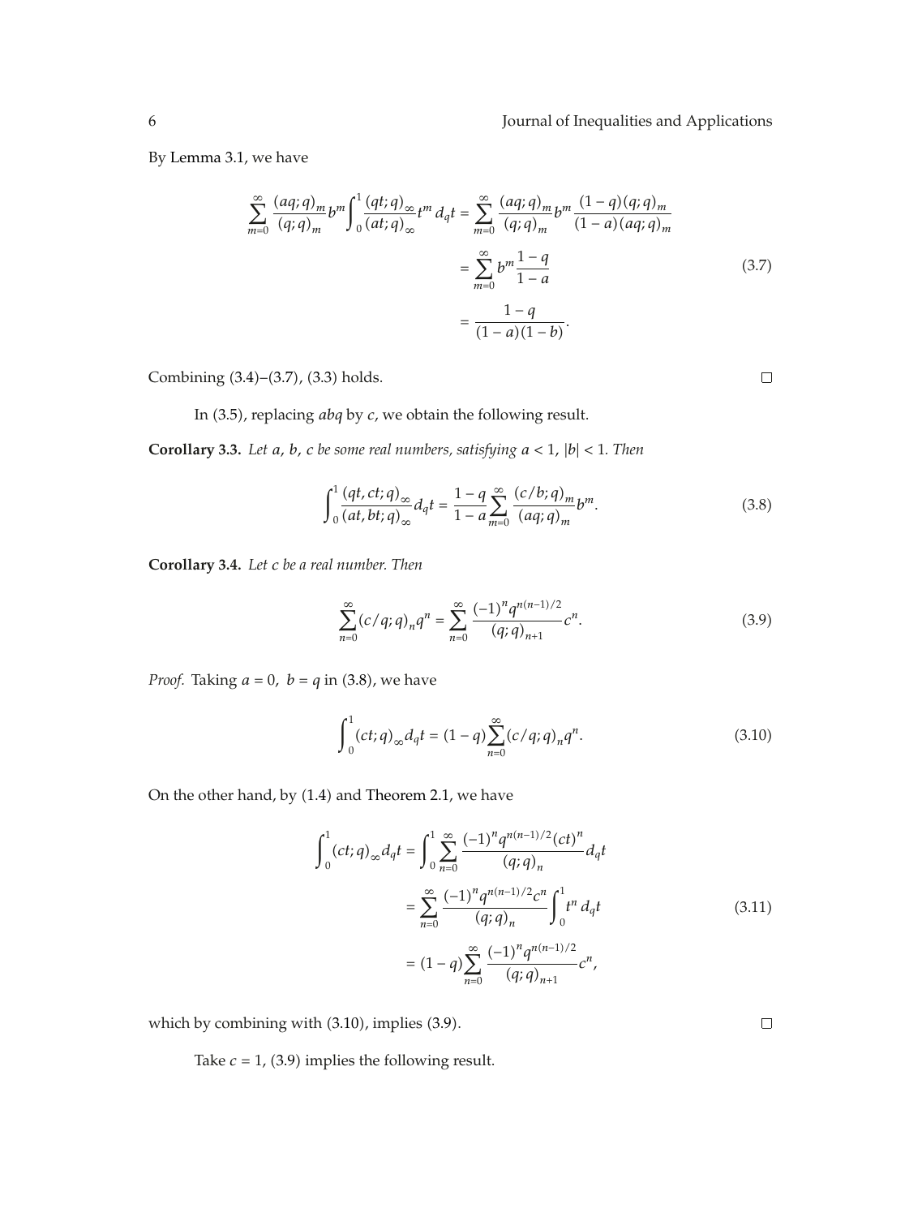By Lemma 3.1, we have

$$\begin{aligned}
\sum_{m=0}^{\infty} \frac{(aq;q)_m}{(q;q)_m} b^m \int_0^1 \frac{(qt;q)_\infty}{(at;q)_\infty} t^m \, d_q t &= \sum_{m=0}^{\infty} \frac{(aq;q)_m}{(q;q)_m} b^m \frac{(1-q)(q;q)_m}{(1-a)(aq;q)_m} \\
&= \sum_{m=0}^{\infty} b^m \frac{1-q}{1-a} \\
&= \frac{1-q}{(1-a)(1-b)}.
\end{aligned} \tag{3.7}$$

Combining (3.4)–(3.7), (3.3) holds. □

In (3.5), replacing $abq$ by $c$, we obtain the following result.

**Corollary 3.3.** *Let $a$, $b$, $c$ be some real numbers, satisfying $a < 1$, $|b| < 1$. Then*

$$\int_0^1 \frac{(qt, ct;q)_\infty}{(at, bt;q)_\infty} d_q t = \frac{1-q}{1-a} \sum_{m=0}^{\infty} \frac{(c/b;q)_m}{(aq;q)_m} b^m. \tag{3.8}$$

**Corollary 3.4.** *Let $c$ be a real number. Then*

$$\sum_{n=0}^{\infty} (c/q;q)_n q^n = \sum_{n=0}^{\infty} \frac{(-1)^n q^{n(n-1)/2}}{(q;q)_{n+1}} c^n. \tag{3.9}$$

*Proof.* Taking $a = 0$, $b = q$ in (3.8), we have

$$\int_0^1 (ct;q)_\infty d_q t = (1-q) \sum_{n=0}^{\infty} (c/q;q)_n q^n. \tag{3.10}$$

On the other hand, by (1.4) and Theorem 2.1, we have

$$\begin{aligned}
\int_0^1 (ct;q)_\infty d_q t &= \int_0^1 \sum_{n=0}^{\infty} \frac{(-1)^n q^{n(n-1)/2} (ct)^n}{(q;q)_n} d_q t \\
&= \sum_{n=0}^{\infty} \frac{(-1)^n q^{n(n-1)/2} c^n}{(q;q)_n} \int_0^1 t^n \, d_q t \\
&= (1-q) \sum_{n=0}^{\infty} \frac{(-1)^n q^{n(n-1)/2}}{(q;q)_{n+1}} c^n,
\end{aligned} \tag{3.11}$$

which by combining with (3.10), implies (3.9). □

Take $c = 1$, (3.9) implies the following result.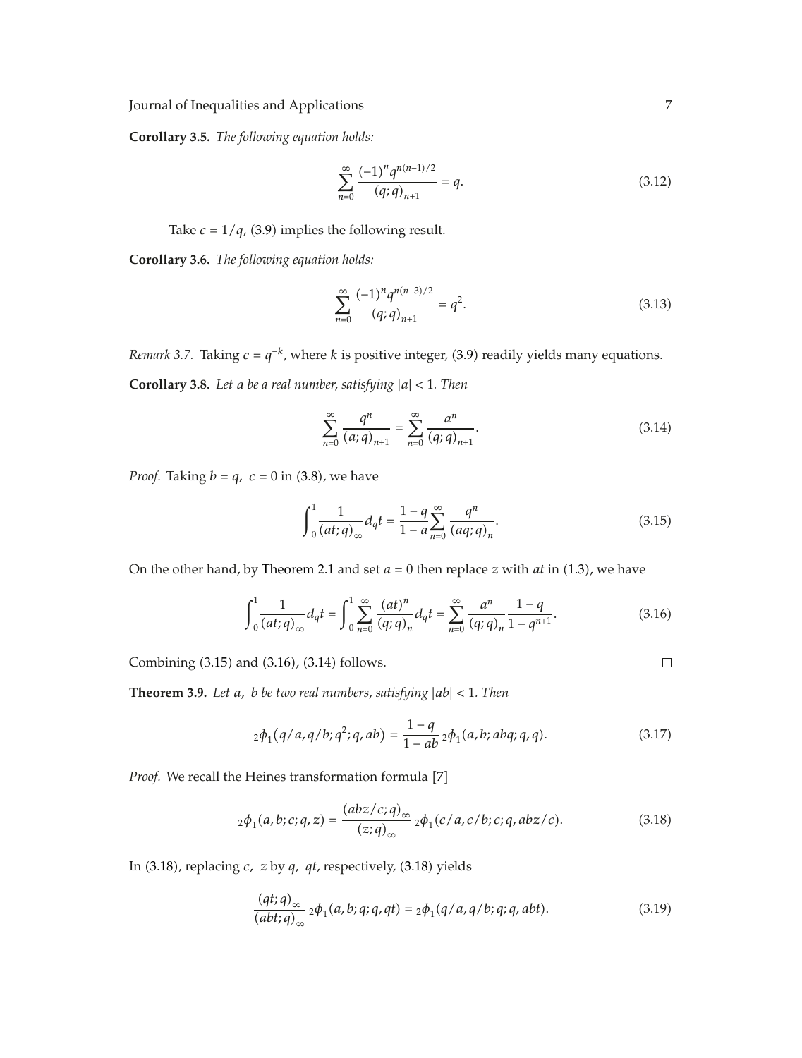**Corollary 3.5.** *The following equation holds:*

$$\sum_{n=0}^{\infty} \frac{(-1)^n q^{n(n-1)/2}}{(q;q)_{n+1}} = q. \tag{3.12}$$

Take $c = 1/q$, (3.9) implies the following result.

**Corollary 3.6.** *The following equation holds:*

$$\sum_{n=0}^{\infty} \frac{(-1)^n q^{n(n-3)/2}}{(q;q)_{n+1}} = q^2. \tag{3.13}$$

*Remark 3.7.* Taking $c = q^{-k}$, where $k$ is positive integer, (3.9) readily yields many equations.

**Corollary 3.8.** *Let $a$ be a real number, satisfying $|a| < 1$. Then*

$$\sum_{n=0}^{\infty} \frac{q^n}{(a;q)_{n+1}} = \sum_{n=0}^{\infty} \frac{a^n}{(q;q)_{n+1}}. \tag{3.14}$$

*Proof.* Taking $b = q$, $c = 0$ in (3.8), we have

$$\int_0^1 \frac{1}{(at;q)_\infty} d_q t = \frac{1-q}{1-a} \sum_{n=0}^{\infty} \frac{q^n}{(aq;q)_n}. \tag{3.15}$$

On the other hand, by Theorem 2.1 and set $a = 0$ then replace $z$ with $at$ in (1.3), we have

$$\int_0^1 \frac{1}{(at;q)_\infty} d_q t = \int_0^1 \sum_{n=0}^{\infty} \frac{(at)^n}{(q;q)_n} d_q t = \sum_{n=0}^{\infty} \frac{a^n}{(q;q)_n} \frac{1-q}{1-q^{n+1}}. \tag{3.16}$$

Combining (3.15) and (3.16), (3.14) follows. □

**Theorem 3.9.** *Let $a$, $b$ be two real numbers, satisfying $|ab| < 1$. Then*

$${}_2\phi_1(q/a, q/b; q^2; q, ab) = \frac{1-q}{1-ab} \, {}_2\phi_1(a, b; abq; q, q). \tag{3.17}$$

*Proof.* We recall the Heines transformation formula [7]

$${}_2\phi_1(a, b; c; q, z) = \frac{(abz/c;q)_\infty}{(z;q)_\infty} \, {}_2\phi_1(c/a, c/b; c; q, abz/c). \tag{3.18}$$

In (3.18), replacing $c$, $z$ by $q$, $qt$, respectively, (3.18) yields

$$\frac{(qt;q)_\infty}{(abt;q)_\infty} \, {}_2\phi_1(a, b; q; q, qt) = {}_2\phi_1(q/a, q/b; q; q, abt). \tag{3.19}$$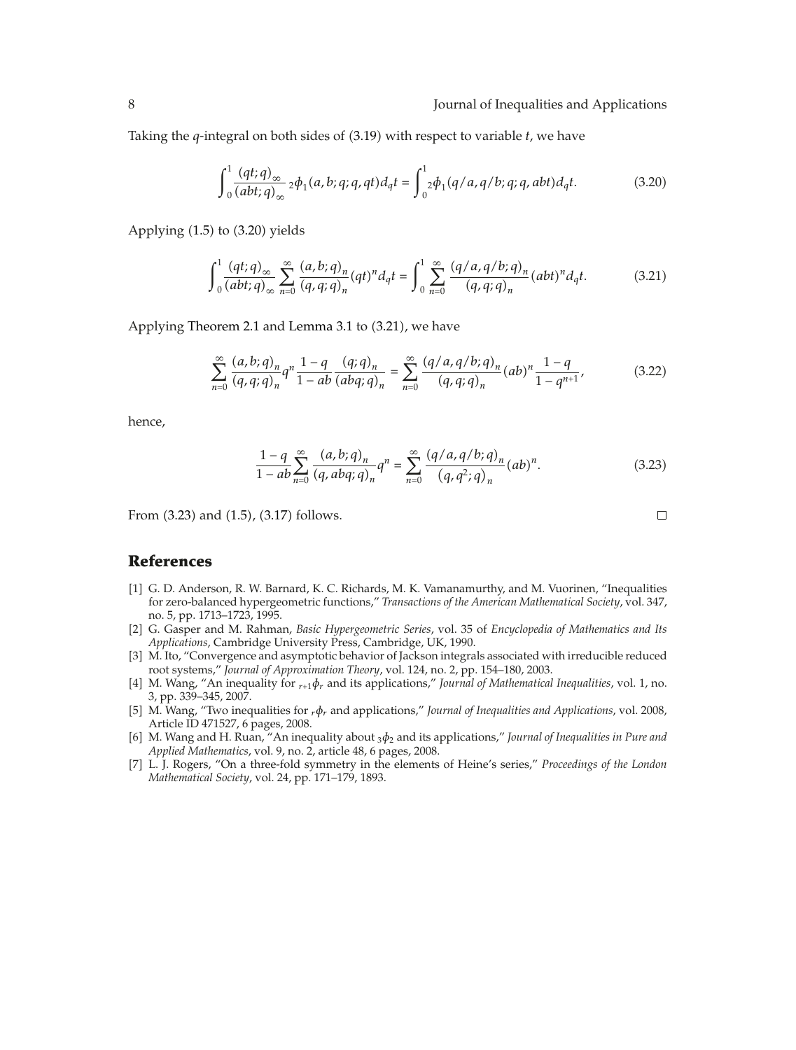Taking the $q$-integral on both sides of (3.19) with respect to variable $t$, we have

$$\int_0^1 \frac{(qt;q)_\infty}{(abt;q)_\infty}\, {}_2\phi_1(a,b;q;q,qt)d_qt = \int_0^1 {}_2\phi_1(q/a,q/b;q;q,abt)d_qt. \tag{3.20}$$

Applying (1.5) to (3.20) yields

$$\int_0^1 \frac{(qt;q)_\infty}{(abt;q)_\infty} \sum_{n=0}^{\infty} \frac{(a,b;q)_n}{(q,q;q)_n}(qt)^n d_qt = \int_0^1 \sum_{n=0}^{\infty} \frac{(q/a,q/b;q)_n}{(q,q;q)_n}(abt)^n d_qt. \tag{3.21}$$

Applying Theorem 2.1 and Lemma 3.1 to (3.21), we have

$$\sum_{n=0}^{\infty} \frac{(a,b;q)_n}{(q,q;q)_n} q^n \frac{1-q}{1-ab} \frac{(q;q)_n}{(abq;q)_n} = \sum_{n=0}^{\infty} \frac{(q/a,q/b;q)_n}{(q,q;q)_n}(ab)^n \frac{1-q}{1-q^{n+1}}, \tag{3.22}$$

hence,

$$\frac{1-q}{1-ab}\sum_{n=0}^{\infty} \frac{(a,b;q)_n}{(q,abq;q)_n} q^n = \sum_{n=0}^{\infty} \frac{(q/a,q/b;q)_n}{(q,q^2;q)_n}(ab)^n. \tag{3.23}$$

From (3.23) and (1.5), (3.17) follows. □

## References

[1] G. D. Anderson, R. W. Barnard, K. C. Richards, M. K. Vamanamurthy, and M. Vuorinen, "Inequalities for zero-balanced hypergeometric functions," *Transactions of the American Mathematical Society*, vol. 347, no. 5, pp. 1713–1723, 1995.

[2] G. Gasper and M. Rahman, *Basic Hypergeometric Series*, vol. 35 of *Encyclopedia of Mathematics and Its Applications*, Cambridge University Press, Cambridge, UK, 1990.

[3] M. Ito, "Convergence and asymptotic behavior of Jackson integrals associated with irreducible reduced root systems," *Journal of Approximation Theory*, vol. 124, no. 2, pp. 154–180, 2003.

[4] M. Wang, "An inequality for ${}_{r+1}\phi_r$ and its applications," *Journal of Mathematical Inequalities*, vol. 1, no. 3, pp. 339–345, 2007.

[5] M. Wang, "Two inequalities for ${}_r\phi_r$ and applications," *Journal of Inequalities and Applications*, vol. 2008, Article ID 471527, 6 pages, 2008.

[6] M. Wang and H. Ruan, "An inequality about ${}_3\phi_2$ and its applications," *Journal of Inequalities in Pure and Applied Mathematics*, vol. 9, no. 2, article 48, 6 pages, 2008.

[7] L. J. Rogers, "On a three-fold symmetry in the elements of Heine's series," *Proceedings of the London Mathematical Society*, vol. 24, pp. 171–179, 1893.